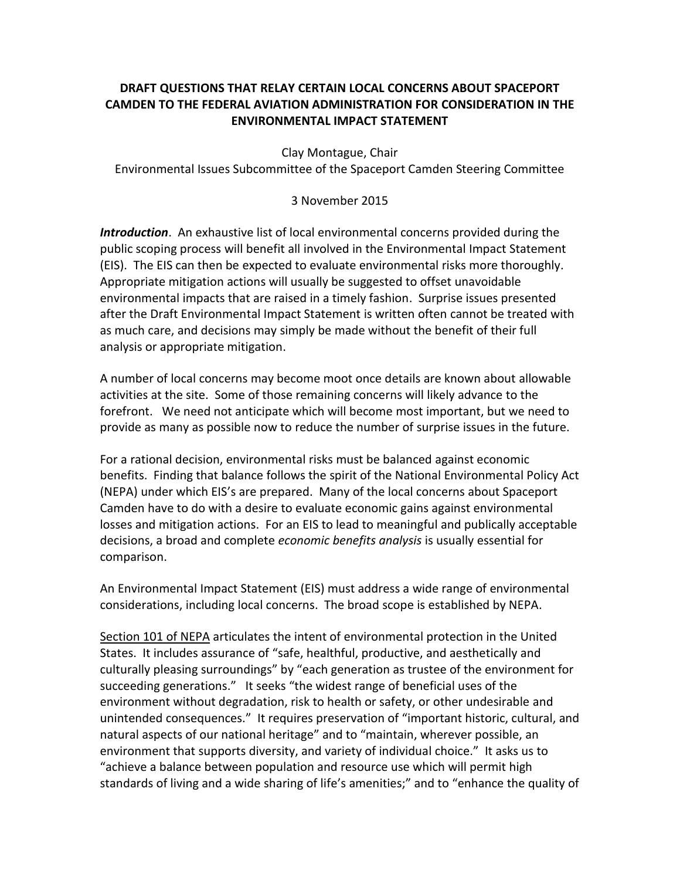# DRAFT QUESTIONS THAT RELAY CERTAIN LOCAL CONCERNS ABOUT SPACEPORT CAMDEN TO THE FEDERAL AVIATION ADMINISTRATION FOR CONSIDERATION IN THE ENVIRONMENTAL IMPACT STATEMENT

Clay Montague, Chair
Environmental Issues Subcommittee of the Spaceport Camden Steering Committee

3 November 2015

***Introduction***. An exhaustive list of local environmental concerns provided during the public scoping process will benefit all involved in the Environmental Impact Statement (EIS). The EIS can then be expected to evaluate environmental risks more thoroughly. Appropriate mitigation actions will usually be suggested to offset unavoidable environmental impacts that are raised in a timely fashion. Surprise issues presented after the Draft Environmental Impact Statement is written often cannot be treated with as much care, and decisions may simply be made without the benefit of their full analysis or appropriate mitigation.

A number of local concerns may become moot once details are known about allowable activities at the site. Some of those remaining concerns will likely advance to the forefront. We need not anticipate which will become most important, but we need to provide as many as possible now to reduce the number of surprise issues in the future.

For a rational decision, environmental risks must be balanced against economic benefits. Finding that balance follows the spirit of the National Environmental Policy Act (NEPA) under which EIS's are prepared. Many of the local concerns about Spaceport Camden have to do with a desire to evaluate economic gains against environmental losses and mitigation actions. For an EIS to lead to meaningful and publically acceptable decisions, a broad and complete *economic benefits analysis* is usually essential for comparison.

An Environmental Impact Statement (EIS) must address a wide range of environmental considerations, including local concerns. The broad scope is established by NEPA.

<u>Section 101 of NEPA</u> articulates the intent of environmental protection in the United States. It includes assurance of "safe, healthful, productive, and aesthetically and culturally pleasing surroundings" by "each generation as trustee of the environment for succeeding generations." It seeks "the widest range of beneficial uses of the environment without degradation, risk to health or safety, or other undesirable and unintended consequences." It requires preservation of "important historic, cultural, and natural aspects of our national heritage" and to "maintain, wherever possible, an environment that supports diversity, and variety of individual choice." It asks us to "achieve a balance between population and resource use which will permit high standards of living and a wide sharing of life's amenities;" and to "enhance the quality of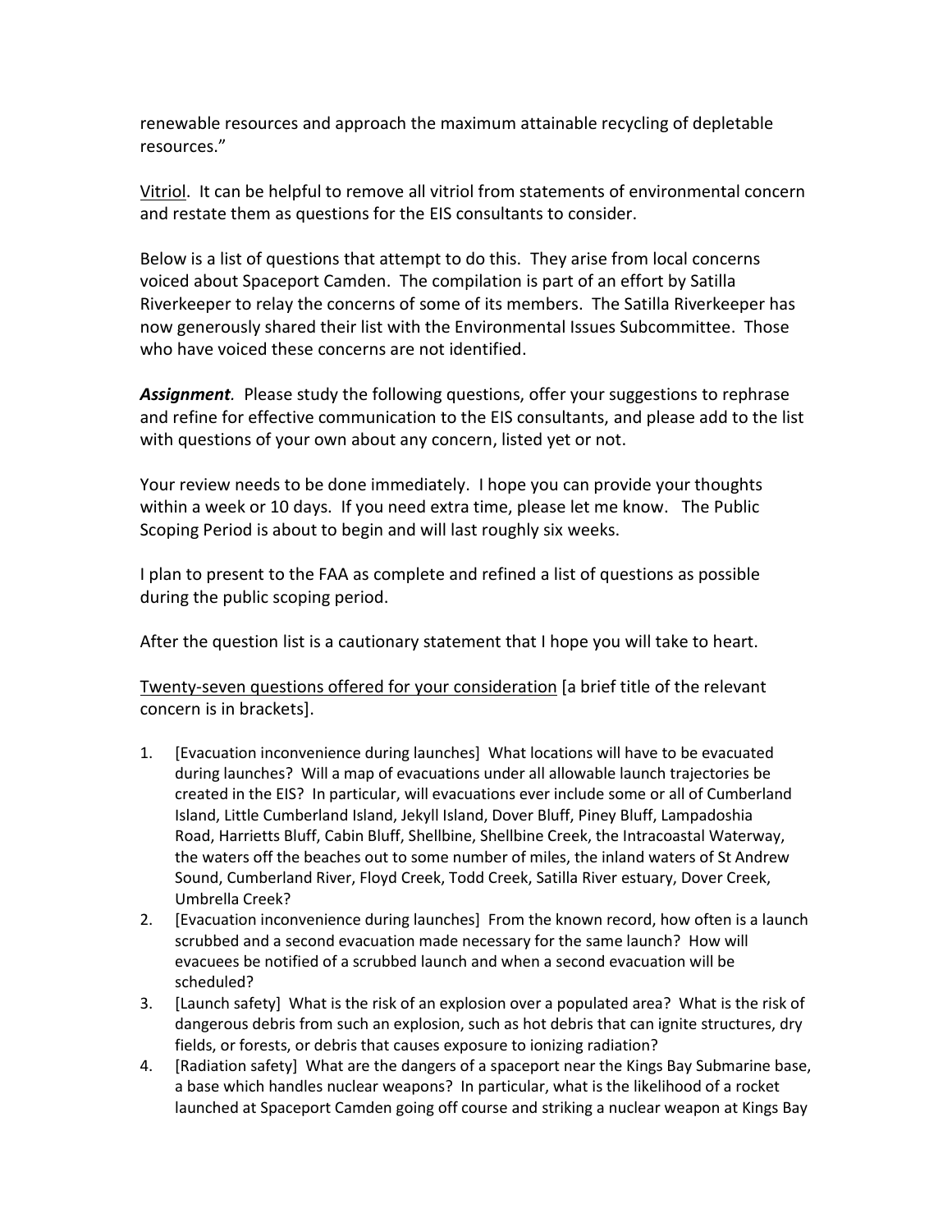renewable resources and approach the maximum attainable recycling of depletable resources."

Vitriol. It can be helpful to remove all vitriol from statements of environmental concern and restate them as questions for the EIS consultants to consider.

Below is a list of questions that attempt to do this. They arise from local concerns voiced about Spaceport Camden. The compilation is part of an effort by Satilla Riverkeeper to relay the concerns of some of its members. The Satilla Riverkeeper has now generously shared their list with the Environmental Issues Subcommittee. Those who have voiced these concerns are not identified.

***Assignment***. Please study the following questions, offer your suggestions to rephrase and refine for effective communication to the EIS consultants, and please add to the list with questions of your own about any concern, listed yet or not.

Your review needs to be done immediately. I hope you can provide your thoughts within a week or 10 days. If you need extra time, please let me know. The Public Scoping Period is about to begin and will last roughly six weeks.

I plan to present to the FAA as complete and refined a list of questions as possible during the public scoping period.

After the question list is a cautionary statement that I hope you will take to heart.

Twenty-seven questions offered for your consideration [a brief title of the relevant concern is in brackets].

1. [Evacuation inconvenience during launches] What locations will have to be evacuated during launches? Will a map of evacuations under all allowable launch trajectories be created in the EIS? In particular, will evacuations ever include some or all of Cumberland Island, Little Cumberland Island, Jekyll Island, Dover Bluff, Piney Bluff, Lampadoshia Road, Harrietts Bluff, Cabin Bluff, Shellbine, Shellbine Creek, the Intracoastal Waterway, the waters off the beaches out to some number of miles, the inland waters of St Andrew Sound, Cumberland River, Floyd Creek, Todd Creek, Satilla River estuary, Dover Creek, Umbrella Creek?
2. [Evacuation inconvenience during launches] From the known record, how often is a launch scrubbed and a second evacuation made necessary for the same launch? How will evacuees be notified of a scrubbed launch and when a second evacuation will be scheduled?
3. [Launch safety] What is the risk of an explosion over a populated area? What is the risk of dangerous debris from such an explosion, such as hot debris that can ignite structures, dry fields, or forests, or debris that causes exposure to ionizing radiation?
4. [Radiation safety] What are the dangers of a spaceport near the Kings Bay Submarine base, a base which handles nuclear weapons? In particular, what is the likelihood of a rocket launched at Spaceport Camden going off course and striking a nuclear weapon at Kings Bay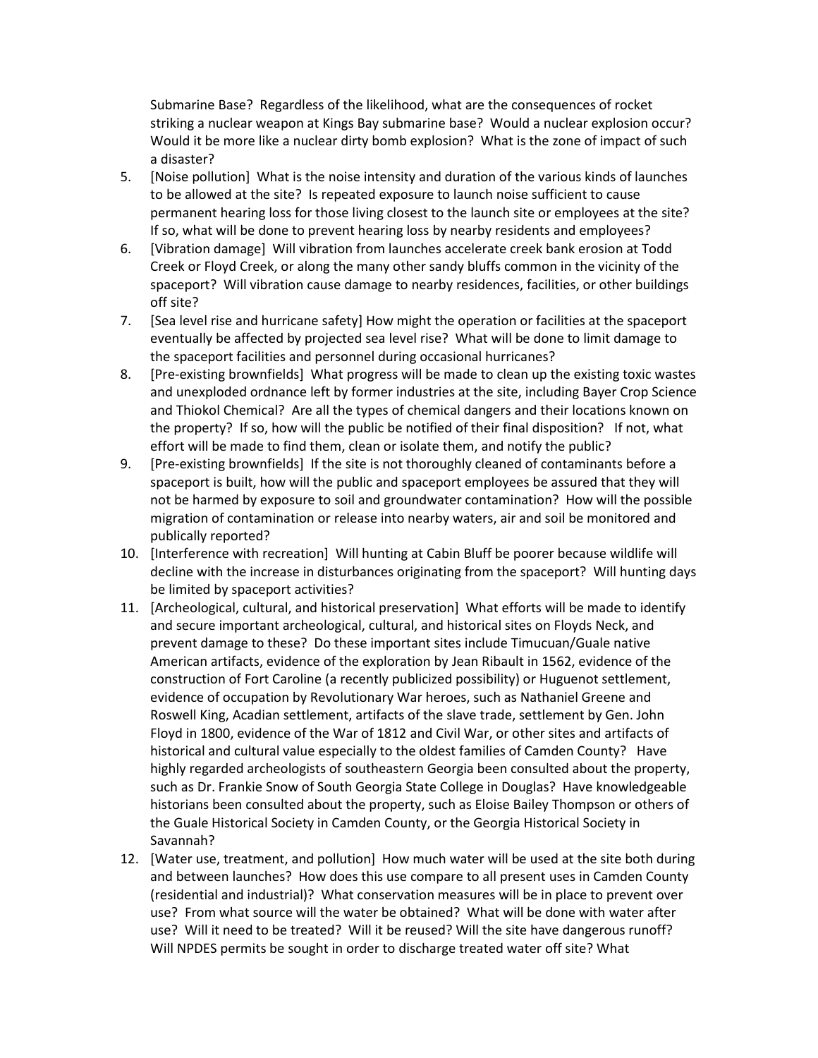Submarine Base? Regardless of the likelihood, what are the consequences of rocket striking a nuclear weapon at Kings Bay submarine base? Would a nuclear explosion occur? Would it be more like a nuclear dirty bomb explosion? What is the zone of impact of such a disaster?

5. [Noise pollution] What is the noise intensity and duration of the various kinds of launches to be allowed at the site? Is repeated exposure to launch noise sufficient to cause permanent hearing loss for those living closest to the launch site or employees at the site? If so, what will be done to prevent hearing loss by nearby residents and employees?
6. [Vibration damage] Will vibration from launches accelerate creek bank erosion at Todd Creek or Floyd Creek, or along the many other sandy bluffs common in the vicinity of the spaceport? Will vibration cause damage to nearby residences, facilities, or other buildings off site?
7. [Sea level rise and hurricane safety] How might the operation or facilities at the spaceport eventually be affected by projected sea level rise? What will be done to limit damage to the spaceport facilities and personnel during occasional hurricanes?
8. [Pre-existing brownfields] What progress will be made to clean up the existing toxic wastes and unexploded ordnance left by former industries at the site, including Bayer Crop Science and Thiokol Chemical? Are all the types of chemical dangers and their locations known on the property? If so, how will the public be notified of their final disposition? If not, what effort will be made to find them, clean or isolate them, and notify the public?
9. [Pre-existing brownfields] If the site is not thoroughly cleaned of contaminants before a spaceport is built, how will the public and spaceport employees be assured that they will not be harmed by exposure to soil and groundwater contamination? How will the possible migration of contamination or release into nearby waters, air and soil be monitored and publically reported?
10. [Interference with recreation] Will hunting at Cabin Bluff be poorer because wildlife will decline with the increase in disturbances originating from the spaceport? Will hunting days be limited by spaceport activities?
11. [Archeological, cultural, and historical preservation] What efforts will be made to identify and secure important archeological, cultural, and historical sites on Floyds Neck, and prevent damage to these? Do these important sites include Timucuan/Guale native American artifacts, evidence of the exploration by Jean Ribault in 1562, evidence of the construction of Fort Caroline (a recently publicized possibility) or Huguenot settlement, evidence of occupation by Revolutionary War heroes, such as Nathaniel Greene and Roswell King, Acadian settlement, artifacts of the slave trade, settlement by Gen. John Floyd in 1800, evidence of the War of 1812 and Civil War, or other sites and artifacts of historical and cultural value especially to the oldest families of Camden County? Have highly regarded archeologists of southeastern Georgia been consulted about the property, such as Dr. Frankie Snow of South Georgia State College in Douglas? Have knowledgeable historians been consulted about the property, such as Eloise Bailey Thompson or others of the Guale Historical Society in Camden County, or the Georgia Historical Society in Savannah?
12. [Water use, treatment, and pollution] How much water will be used at the site both during and between launches? How does this use compare to all present uses in Camden County (residential and industrial)? What conservation measures will be in place to prevent over use? From what source will the water be obtained? What will be done with water after use? Will it need to be treated? Will it be reused? Will the site have dangerous runoff? Will NPDES permits be sought in order to discharge treated water off site? What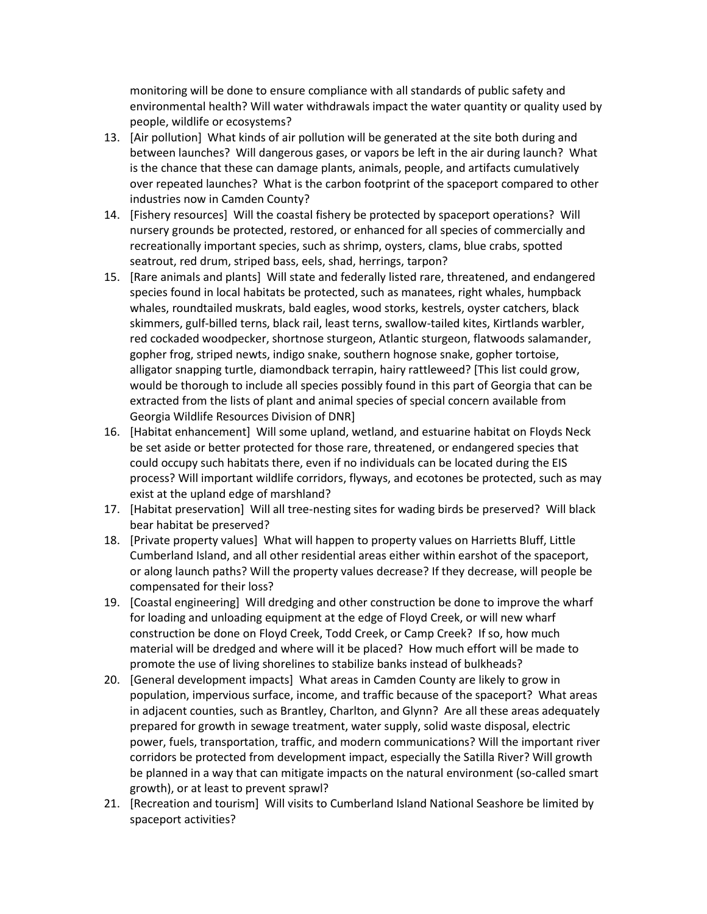monitoring will be done to ensure compliance with all standards of public safety and environmental health? Will water withdrawals impact the water quantity or quality used by people, wildlife or ecosystems?

13. [Air pollution] What kinds of air pollution will be generated at the site both during and between launches? Will dangerous gases, or vapors be left in the air during launch? What is the chance that these can damage plants, animals, people, and artifacts cumulatively over repeated launches? What is the carbon footprint of the spaceport compared to other industries now in Camden County?
14. [Fishery resources] Will the coastal fishery be protected by spaceport operations? Will nursery grounds be protected, restored, or enhanced for all species of commercially and recreationally important species, such as shrimp, oysters, clams, blue crabs, spotted seatrout, red drum, striped bass, eels, shad, herrings, tarpon?
15. [Rare animals and plants] Will state and federally listed rare, threatened, and endangered species found in local habitats be protected, such as manatees, right whales, humpback whales, roundtailed muskrats, bald eagles, wood storks, kestrels, oyster catchers, black skimmers, gulf-billed terns, black rail, least terns, swallow-tailed kites, Kirtlands warbler, red cockaded woodpecker, shortnose sturgeon, Atlantic sturgeon, flatwoods salamander, gopher frog, striped newts, indigo snake, southern hognose snake, gopher tortoise, alligator snapping turtle, diamondback terrapin, hairy rattleweed? [This list could grow, would be thorough to include all species possibly found in this part of Georgia that can be extracted from the lists of plant and animal species of special concern available from Georgia Wildlife Resources Division of DNR]
16. [Habitat enhancement] Will some upland, wetland, and estuarine habitat on Floyds Neck be set aside or better protected for those rare, threatened, or endangered species that could occupy such habitats there, even if no individuals can be located during the EIS process? Will important wildlife corridors, flyways, and ecotones be protected, such as may exist at the upland edge of marshland?
17. [Habitat preservation] Will all tree-nesting sites for wading birds be preserved? Will black bear habitat be preserved?
18. [Private property values] What will happen to property values on Harrietts Bluff, Little Cumberland Island, and all other residential areas either within earshot of the spaceport, or along launch paths? Will the property values decrease? If they decrease, will people be compensated for their loss?
19. [Coastal engineering] Will dredging and other construction be done to improve the wharf for loading and unloading equipment at the edge of Floyd Creek, or will new wharf construction be done on Floyd Creek, Todd Creek, or Camp Creek? If so, how much material will be dredged and where will it be placed? How much effort will be made to promote the use of living shorelines to stabilize banks instead of bulkheads?
20. [General development impacts] What areas in Camden County are likely to grow in population, impervious surface, income, and traffic because of the spaceport? What areas in adjacent counties, such as Brantley, Charlton, and Glynn? Are all these areas adequately prepared for growth in sewage treatment, water supply, solid waste disposal, electric power, fuels, transportation, traffic, and modern communications? Will the important river corridors be protected from development impact, especially the Satilla River? Will growth be planned in a way that can mitigate impacts on the natural environment (so-called smart growth), or at least to prevent sprawl?
21. [Recreation and tourism] Will visits to Cumberland Island National Seashore be limited by spaceport activities?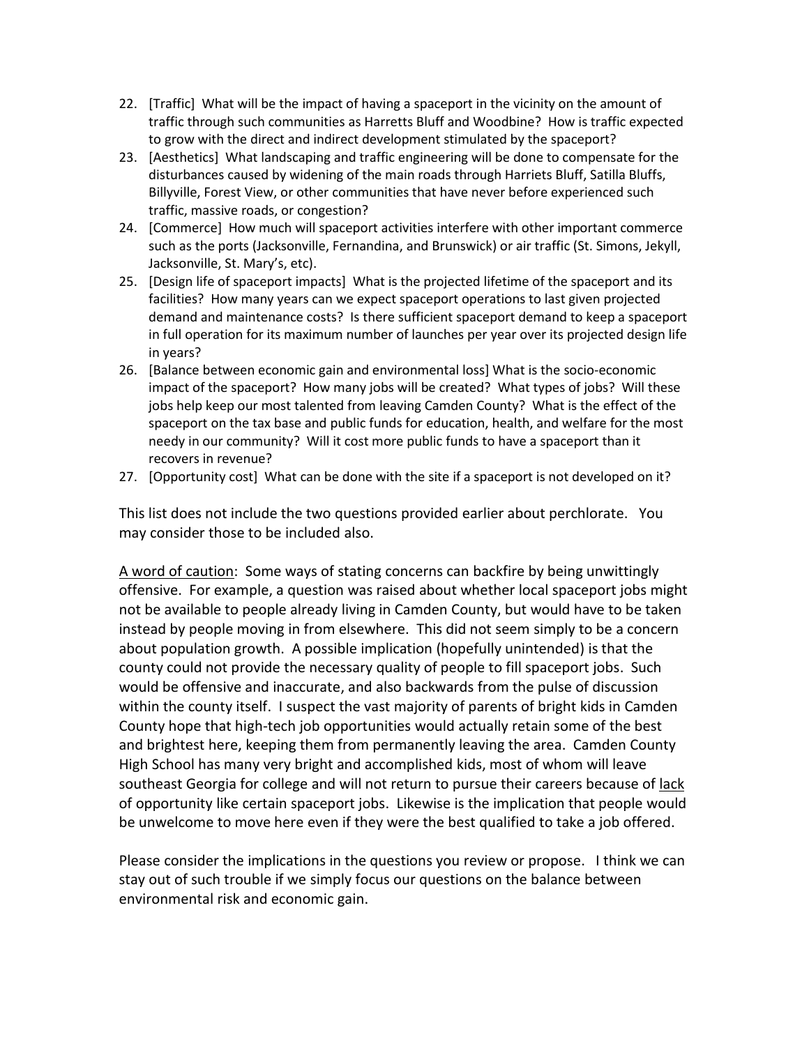22. [Traffic] What will be the impact of having a spaceport in the vicinity on the amount of traffic through such communities as Harretts Bluff and Woodbine? How is traffic expected to grow with the direct and indirect development stimulated by the spaceport?
23. [Aesthetics] What landscaping and traffic engineering will be done to compensate for the disturbances caused by widening of the main roads through Harriets Bluff, Satilla Bluffs, Billyville, Forest View, or other communities that have never before experienced such traffic, massive roads, or congestion?
24. [Commerce] How much will spaceport activities interfere with other important commerce such as the ports (Jacksonville, Fernandina, and Brunswick) or air traffic (St. Simons, Jekyll, Jacksonville, St. Mary's, etc).
25. [Design life of spaceport impacts] What is the projected lifetime of the spaceport and its facilities? How many years can we expect spaceport operations to last given projected demand and maintenance costs? Is there sufficient spaceport demand to keep a spaceport in full operation for its maximum number of launches per year over its projected design life in years?
26. [Balance between economic gain and environmental loss] What is the socio-economic impact of the spaceport? How many jobs will be created? What types of jobs? Will these jobs help keep our most talented from leaving Camden County? What is the effect of the spaceport on the tax base and public funds for education, health, and welfare for the most needy in our community? Will it cost more public funds to have a spaceport than it recovers in revenue?
27. [Opportunity cost] What can be done with the site if a spaceport is not developed on it?

This list does not include the two questions provided earlier about perchlorate. You may consider those to be included also.

<u>A word of caution</u>: Some ways of stating concerns can backfire by being unwittingly offensive. For example, a question was raised about whether local spaceport jobs might not be available to people already living in Camden County, but would have to be taken instead by people moving in from elsewhere. This did not seem simply to be a concern about population growth. A possible implication (hopefully unintended) is that the county could not provide the necessary quality of people to fill spaceport jobs. Such would be offensive and inaccurate, and also backwards from the pulse of discussion within the county itself. I suspect the vast majority of parents of bright kids in Camden County hope that high-tech job opportunities would actually retain some of the best and brightest here, keeping them from permanently leaving the area. Camden County High School has many very bright and accomplished kids, most of whom will leave southeast Georgia for college and will not return to pursue their careers because of <u>lack</u> of opportunity like certain spaceport jobs. Likewise is the implication that people would be unwelcome to move here even if they were the best qualified to take a job offered.

Please consider the implications in the questions you review or propose. I think we can stay out of such trouble if we simply focus our questions on the balance between environmental risk and economic gain.